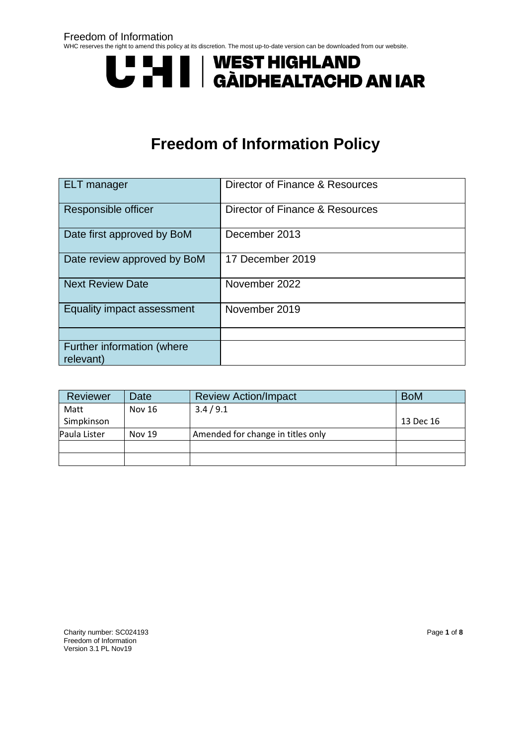# Freedom of Information Policy

| ELT manager | Director of Finance & Resources |
|---|---|
| Responsible officer | Director of Finance & Resources |
| Date first approved by BoM | December 2013 |
| Date review approved by BoM | 17 December 2019 |
| Next Review Date | November 2022 |
| Equality impact assessment | November 2019 |
| | |
| Further information (where relevant) | |

| Reviewer | Date | Review Action/Impact | BoM |
|---|---|---|---|
| Matt Simpkinson | Nov 16 | 3.4 / 9.1 | 13 Dec 16 |
| Paula Lister | Nov 19 | Amended for change in titles only | |
| | | | |
| | | | |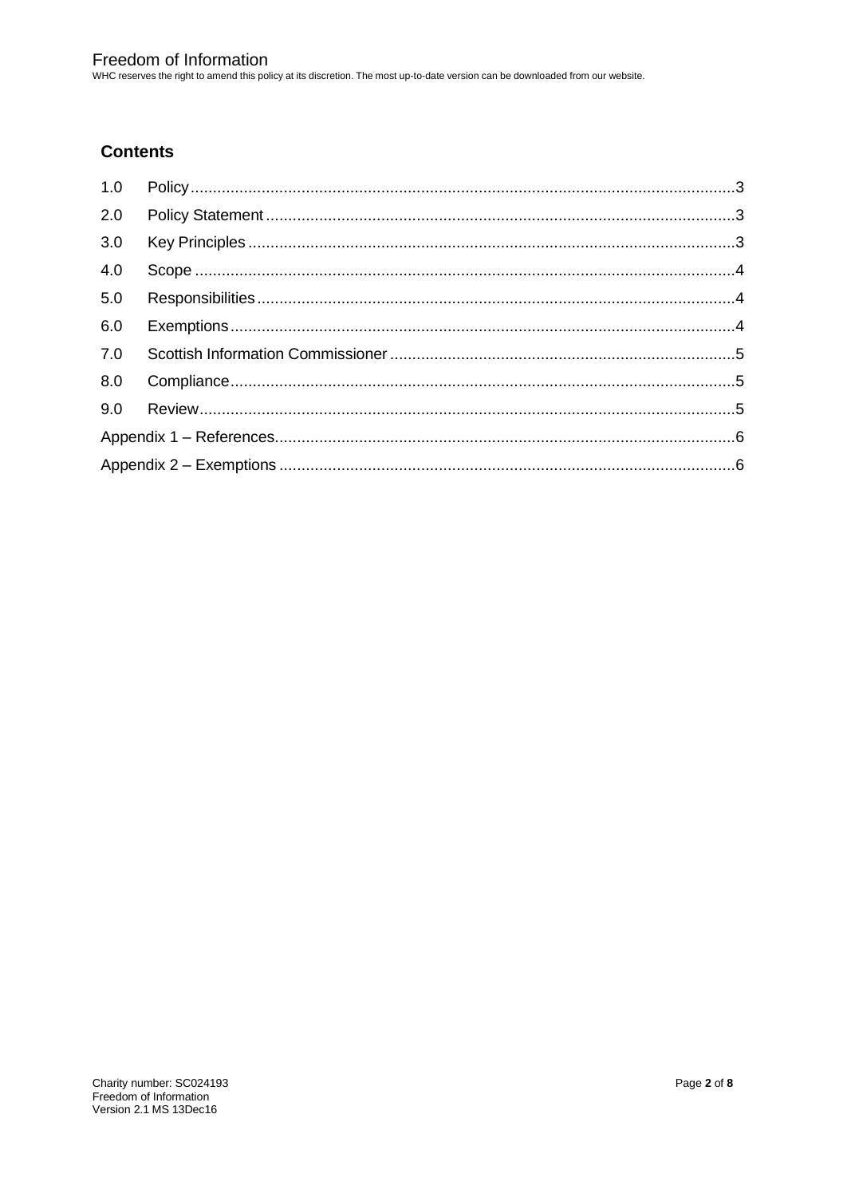## Contents

| | | |
|---|---|---|
| 1.0 | Policy | 3 |
| 2.0 | Policy Statement | 3 |
| 3.0 | Key Principles | 3 |
| 4.0 | Scope | 4 |
| 5.0 | Responsibilities | 4 |
| 6.0 | Exemptions | 4 |
| 7.0 | Scottish Information Commissioner | 5 |
| 8.0 | Compliance | 5 |
| 9.0 | Review | 5 |
| Appendix 1 – References | | 6 |
| Appendix 2 – Exemptions | | 6 |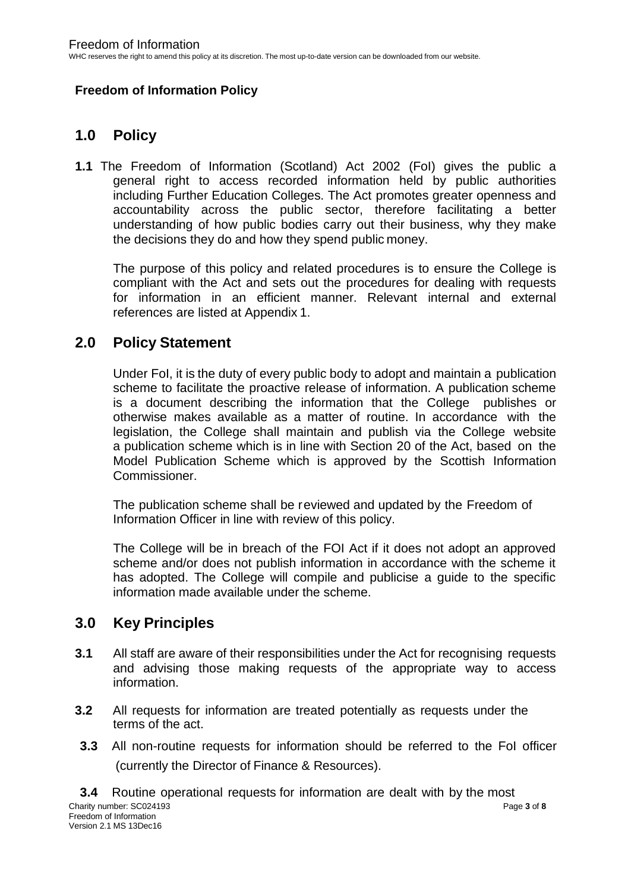**Freedom of Information Policy**

## 1.0 Policy

**1.1** The Freedom of Information (Scotland) Act 2002 (FoI) gives the public a general right to access recorded information held by public authorities including Further Education Colleges. The Act promotes greater openness and accountability across the public sector, therefore facilitating a better understanding of how public bodies carry out their business, why they make the decisions they do and how they spend public money.

The purpose of this policy and related procedures is to ensure the College is compliant with the Act and sets out the procedures for dealing with requests for information in an efficient manner. Relevant internal and external references are listed at Appendix 1.

## 2.0 Policy Statement

Under FoI, it is the duty of every public body to adopt and maintain a publication scheme to facilitate the proactive release of information. A publication scheme is a document describing the information that the College publishes or otherwise makes available as a matter of routine. In accordance with the legislation, the College shall maintain and publish via the College website a publication scheme which is in line with Section 20 of the Act, based on the Model Publication Scheme which is approved by the Scottish Information Commissioner.

The publication scheme shall be reviewed and updated by the Freedom of Information Officer in line with review of this policy.

The College will be in breach of the FOI Act if it does not adopt an approved scheme and/or does not publish information in accordance with the scheme it has adopted. The College will compile and publicise a guide to the specific information made available under the scheme.

## 3.0 Key Principles

**3.1** All staff are aware of their responsibilities under the Act for recognising requests and advising those making requests of the appropriate way to access information.

**3.2** All requests for information are treated potentially as requests under the terms of the act.

**3.3** All non-routine requests for information should be referred to the FoI officer (currently the Director of Finance & Resources).

**3.4** Routine operational requests for information are dealt with by the most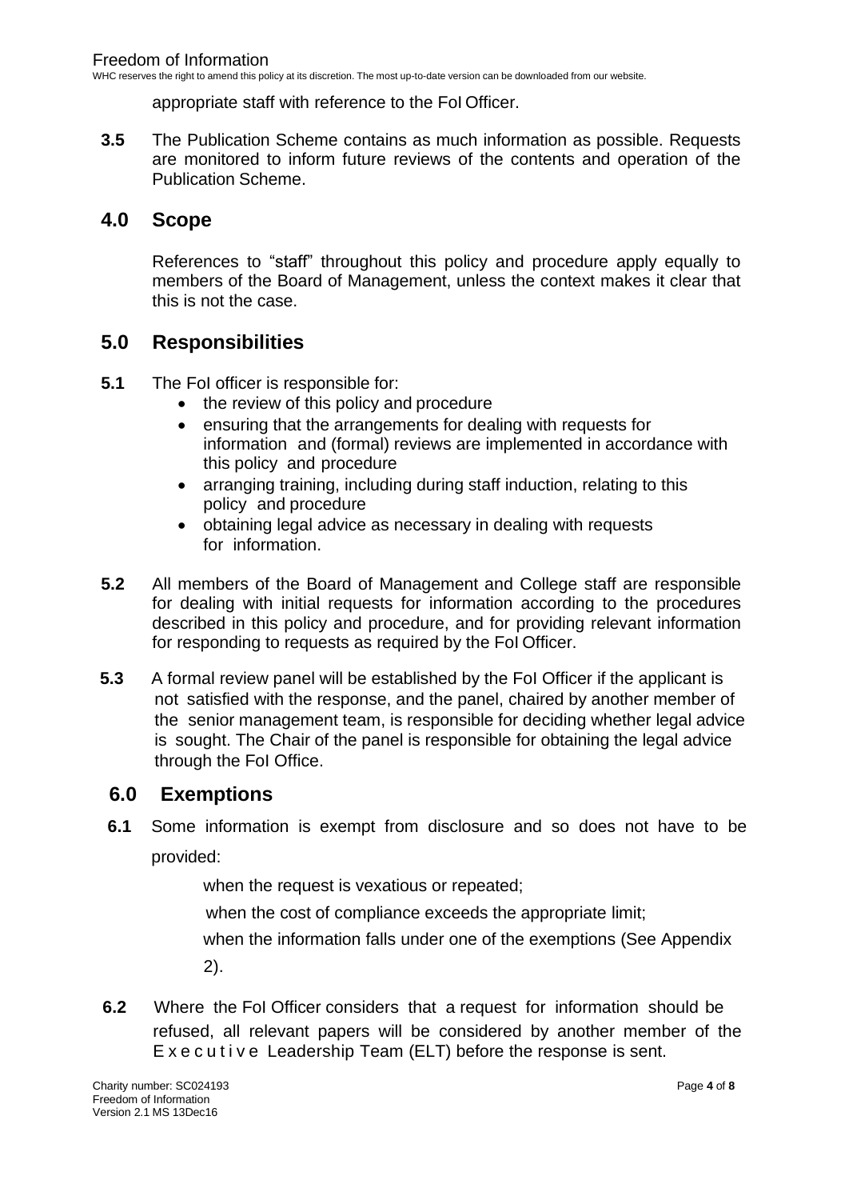appropriate staff with reference to the FoI Officer.

**3.5** The Publication Scheme contains as much information as possible. Requests are monitored to inform future reviews of the contents and operation of the Publication Scheme.

## 4.0 Scope

References to "staff" throughout this policy and procedure apply equally to members of the Board of Management, unless the context makes it clear that this is not the case.

## 5.0 Responsibilities

**5.1** The FoI officer is responsible for:

- the review of this policy and procedure
- ensuring that the arrangements for dealing with requests for information and (formal) reviews are implemented in accordance with this policy and procedure
- arranging training, including during staff induction, relating to this policy and procedure
- obtaining legal advice as necessary in dealing with requests for information.

**5.2** All members of the Board of Management and College staff are responsible for dealing with initial requests for information according to the procedures described in this policy and procedure, and for providing relevant information for responding to requests as required by the FoI Officer.

**5.3** A formal review panel will be established by the FoI Officer if the applicant is not satisfied with the response, and the panel, chaired by another member of the senior management team, is responsible for deciding whether legal advice is sought. The Chair of the panel is responsible for obtaining the legal advice through the FoI Office.

## 6.0 Exemptions

**6.1** Some information is exempt from disclosure and so does not have to be provided:

when the request is vexatious or repeated;

when the cost of compliance exceeds the appropriate limit;

when the information falls under one of the exemptions (See Appendix 2).

**6.2** Where the FoI Officer considers that a request for information should be refused, all relevant papers will be considered by another member of the Executive Leadership Team (ELT) before the response is sent.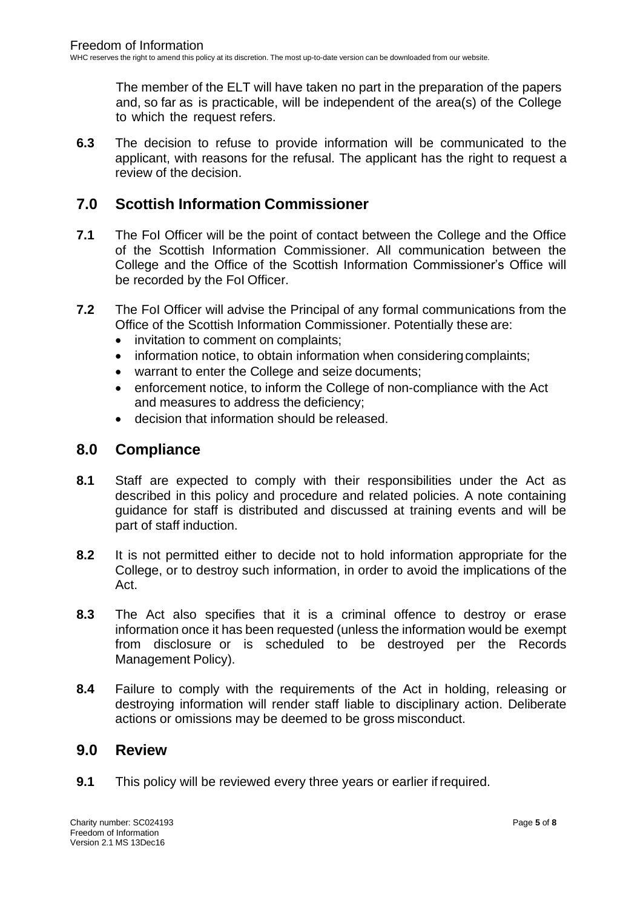The member of the ELT will have taken no part in the preparation of the papers and, so far as is practicable, will be independent of the area(s) of the College to which the request refers.

**6.3** The decision to refuse to provide information will be communicated to the applicant, with reasons for the refusal. The applicant has the right to request a review of the decision.

## 7.0 Scottish Information Commissioner

**7.1** The FoI Officer will be the point of contact between the College and the Office of the Scottish Information Commissioner. All communication between the College and the Office of the Scottish Information Commissioner's Office will be recorded by the FoI Officer.

**7.2** The FoI Officer will advise the Principal of any formal communications from the Office of the Scottish Information Commissioner. Potentially these are:

- invitation to comment on complaints;
- information notice, to obtain information when considering complaints;
- warrant to enter the College and seize documents;
- enforcement notice, to inform the College of non-compliance with the Act and measures to address the deficiency;
- decision that information should be released.

## 8.0 Compliance

**8.1** Staff are expected to comply with their responsibilities under the Act as described in this policy and procedure and related policies. A note containing guidance for staff is distributed and discussed at training events and will be part of staff induction.

**8.2** It is not permitted either to decide not to hold information appropriate for the College, or to destroy such information, in order to avoid the implications of the Act.

**8.3** The Act also specifies that it is a criminal offence to destroy or erase information once it has been requested (unless the information would be exempt from disclosure or is scheduled to be destroyed per the Records Management Policy).

**8.4** Failure to comply with the requirements of the Act in holding, releasing or destroying information will render staff liable to disciplinary action. Deliberate actions or omissions may be deemed to be gross misconduct.

## 9.0 Review

**9.1** This policy will be reviewed every three years or earlier if required.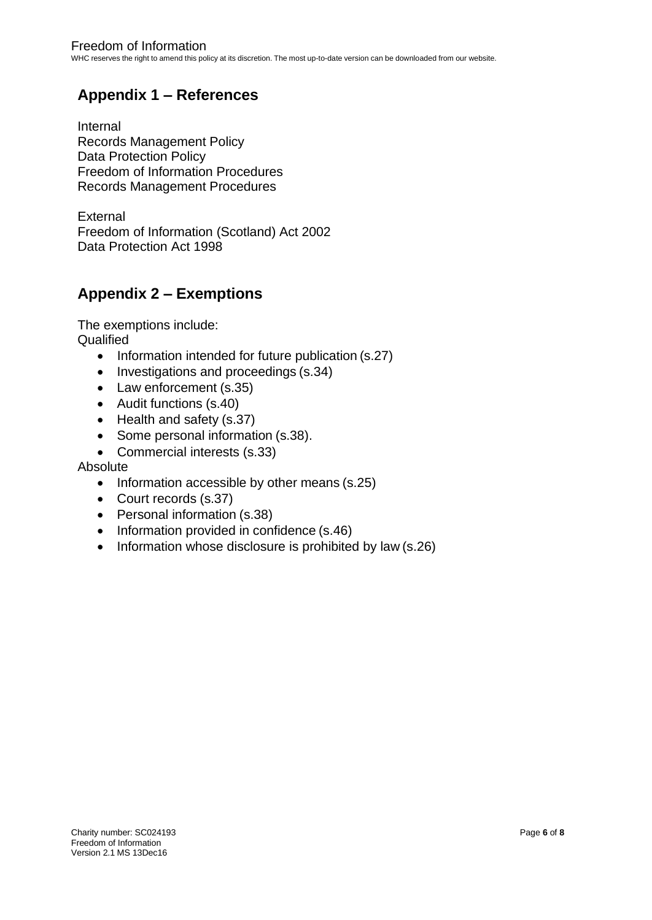## Appendix 1 – References

Internal
Records Management Policy
Data Protection Policy
Freedom of Information Procedures
Records Management Procedures

External
Freedom of Information (Scotland) Act 2002
Data Protection Act 1998

## Appendix 2 – Exemptions

The exemptions include:
Qualified

- Information intended for future publication (s.27)
- Investigations and proceedings (s.34)
- Law enforcement (s.35)
- Audit functions (s.40)
- Health and safety (s.37)
- Some personal information (s.38).
- Commercial interests (s.33)

Absolute

- Information accessible by other means (s.25)
- Court records (s.37)
- Personal information (s.38)
- Information provided in confidence (s.46)
- Information whose disclosure is prohibited by law (s.26)